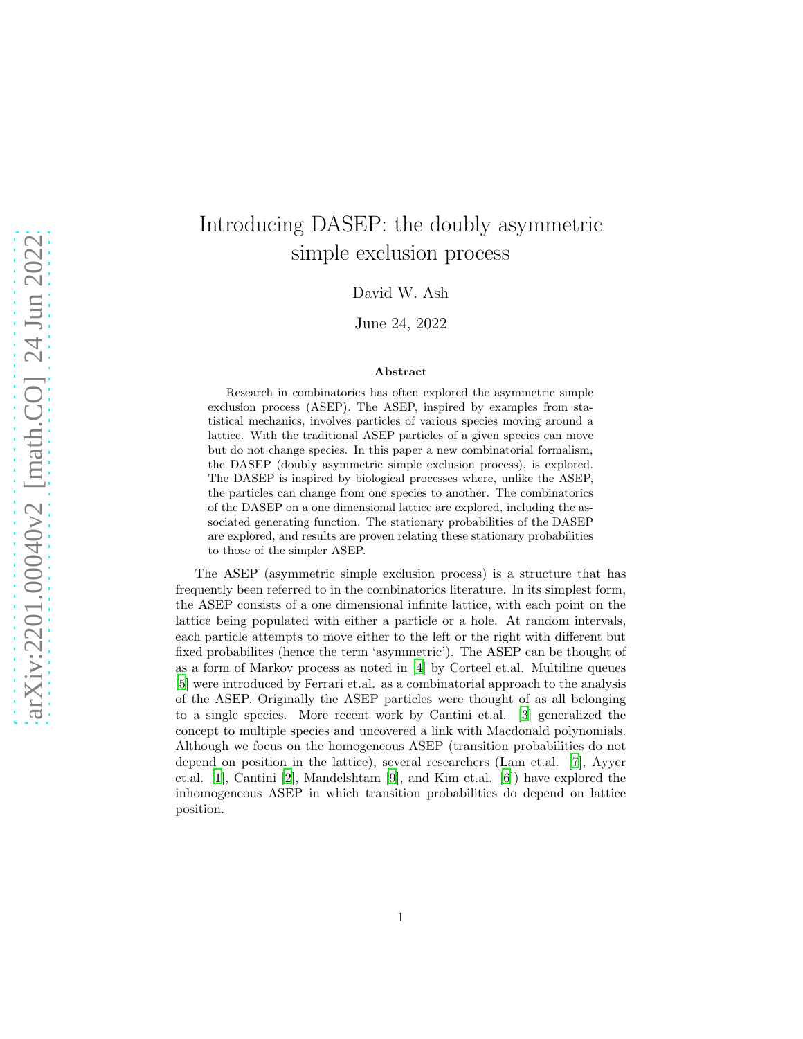# Introducing DASEP: the doubly asymmetric simple exclusion process

David W. Ash

June 24, 2022

### Abstract

Research in combinatorics has often explored the asymmetric simple exclusion process (ASEP). The ASEP, inspired by examples from statistical mechanics, involves particles of various species moving around a lattice. With the traditional ASEP particles of a given species can move but do not change species. In this paper a new combinatorial formalism, the DASEP (doubly asymmetric simple exclusion process), is explored. The DASEP is inspired by biological processes where, unlike the ASEP, the particles can change from one species to another. The combinatorics of the DASEP on a one dimensional lattice are explored, including the associated generating function. The stationary probabilities of the DASEP are explored, and results are proven relating these stationary probabilities to those of the simpler ASEP.

The ASEP (asymmetric simple exclusion process) is a structure that has frequently been referred to in the combinatorics literature. In its simplest form, the ASEP consists of a one dimensional infinite lattice, with each point on the lattice being populated with either a particle or a hole. At random intervals, each particle attempts to move either to the left or the right with different but fixed probabilites (hence the term 'asymmetric'). The ASEP can be thought of as a form of Markov process as noted in [4] by Corteel et.al. Multiline queues [5] were introduced by Ferrari et.al. as a combinatorial approach to the analysis of the ASEP. Originally the ASEP particles were thought of as all belonging to a single species. More recent work by Cantini et.al. [3] generalized the concept to multiple species and uncovered a link with Macdonald polynomials. Although we focus on the homogeneous ASEP (transition probabilities do not depend on position in the lattice), several researchers (Lam et.al. [7], Ayyer et.al. [1], Cantini [2], Mandelshtam [9], and Kim et.al. [6]) have explored the inhomogeneous ASEP in which transition probabilities do depend on lattice position.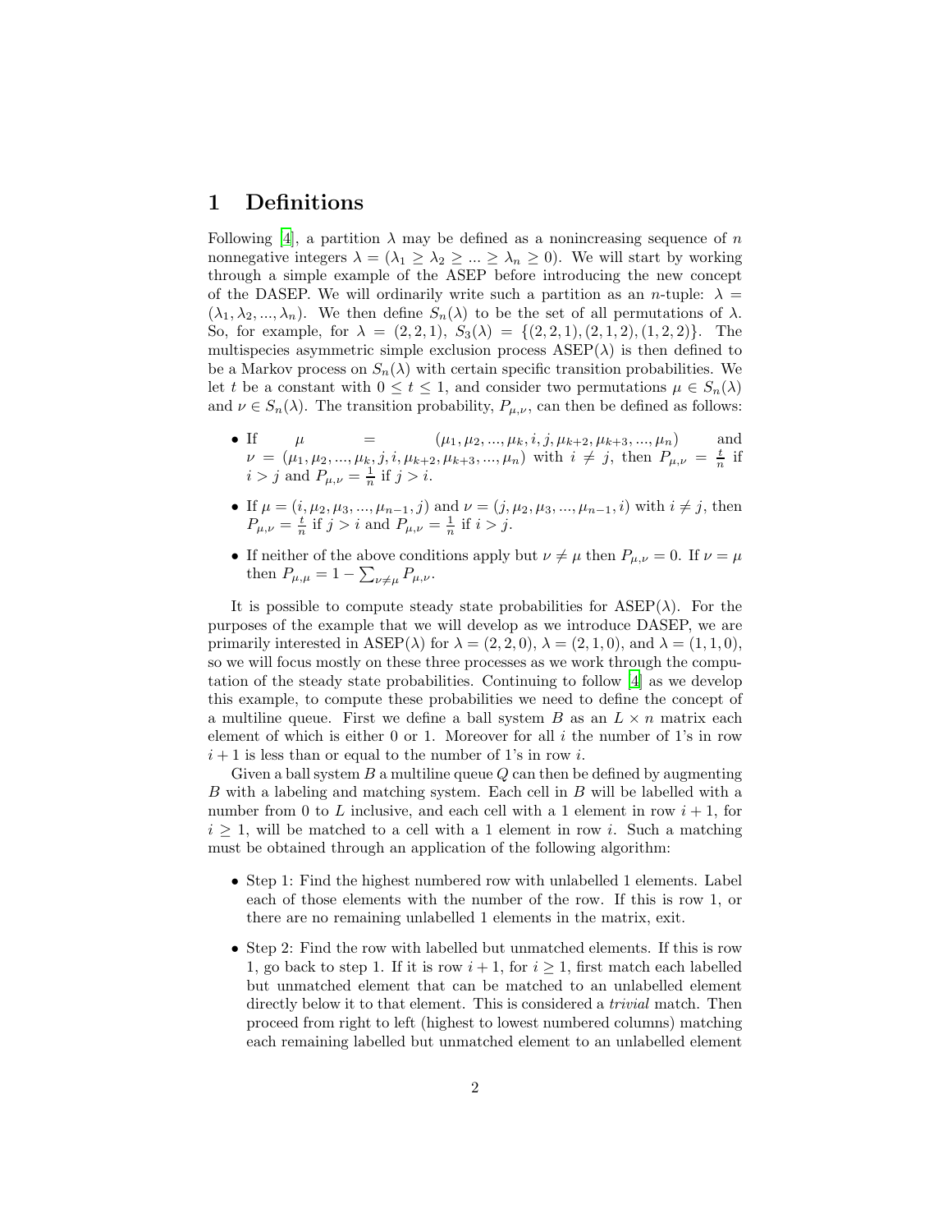# 1 Definitions

Following [4], a partition $\lambda$ may be defined as a nonincreasing sequence of $n$ nonnegative integers $\lambda = (\lambda_1 \geq \lambda_2 \geq ... \geq \lambda_n \geq 0)$. We will start by working through a simple example of the ASEP before introducing the new concept of the DASEP. We will ordinarily write such a partition as an $n$-tuple: $\lambda = (\lambda_1, \lambda_2, ..., \lambda_n)$. We then define $S_n(\lambda)$ to be the set of all permutations of $\lambda$. So, for example, for $\lambda = (2, 2, 1)$, $S_3(\lambda) = \{(2, 2, 1), (2, 1, 2), (1, 2, 2)\}$. The multispecies asymmetric simple exclusion process ASEP($\lambda$) is then defined to be a Markov process on $S_n(\lambda)$ with certain specific transition probabilities. We let $t$ be a constant with $0 \leq t \leq 1$, and consider two permutations $\mu \in S_n(\lambda)$ and $\nu \in S_n(\lambda)$. The transition probability, $P_{\mu,\nu}$, can then be defined as follows:

- If $\mu = (\mu_1, \mu_2, ..., \mu_k, i, j, \mu_{k+2}, \mu_{k+3}, ..., \mu_n)$ and $\nu = (\mu_1, \mu_2, ..., \mu_k, j, i, \mu_{k+2}, \mu_{k+3}, ..., \mu_n)$ with $i \neq j$, then $P_{\mu,\nu} = \frac{t}{n}$ if $i > j$ and $P_{\mu,\nu} = \frac{1}{n}$ if $j > i$.
- If $\mu = (i, \mu_2, \mu_3, ..., \mu_{n-1}, j)$ and $\nu = (j, \mu_2, \mu_3, ..., \mu_{n-1}, i)$ with $i \neq j$, then $P_{\mu,\nu} = \frac{t}{n}$ if $j > i$ and $P_{\mu,\nu} = \frac{1}{n}$ if $i > j$.
- If neither of the above conditions apply but $\nu \neq \mu$ then $P_{\mu,\nu} = 0$. If $\nu = \mu$ then $P_{\mu,\mu} = 1 - \sum_{\nu \neq \mu} P_{\mu,\nu}$.

It is possible to compute steady state probabilities for ASEP($\lambda$). For the purposes of the example that we will develop as we introduce DASEP, we are primarily interested in ASEP($\lambda$) for $\lambda = (2, 2, 0)$, $\lambda = (2, 1, 0)$, and $\lambda = (1, 1, 0)$, so we will focus mostly on these three processes as we work through the computation of the steady state probabilities. Continuing to follow [4] as we develop this example, to compute these probabilities we need to define the concept of a multiline queue. First we define a ball system $B$ as an $L \times n$ matrix each element of which is either 0 or 1. Moreover for all $i$ the number of 1's in row $i + 1$ is less than or equal to the number of 1's in row $i$.

Given a ball system $B$ a multiline queue $Q$ can then be defined by augmenting $B$ with a labeling and matching system. Each cell in $B$ will be labelled with a number from 0 to $L$ inclusive, and each cell with a 1 element in row $i + 1$, for $i \geq 1$, will be matched to a cell with a 1 element in row $i$. Such a matching must be obtained through an application of the following algorithm:

- Step 1: Find the highest numbered row with unlabelled 1 elements. Label each of those elements with the number of the row. If this is row 1, or there are no remaining unlabelled 1 elements in the matrix, exit.
- Step 2: Find the row with labelled but unmatched elements. If this is row 1, go back to step 1. If it is row $i + 1$, for $i \geq 1$, first match each labelled but unmatched element that can be matched to an unlabelled element directly below it to that element. This is considered a *trivial* match. Then proceed from right to left (highest to lowest numbered columns) matching each remaining labelled but unmatched element to an unlabelled element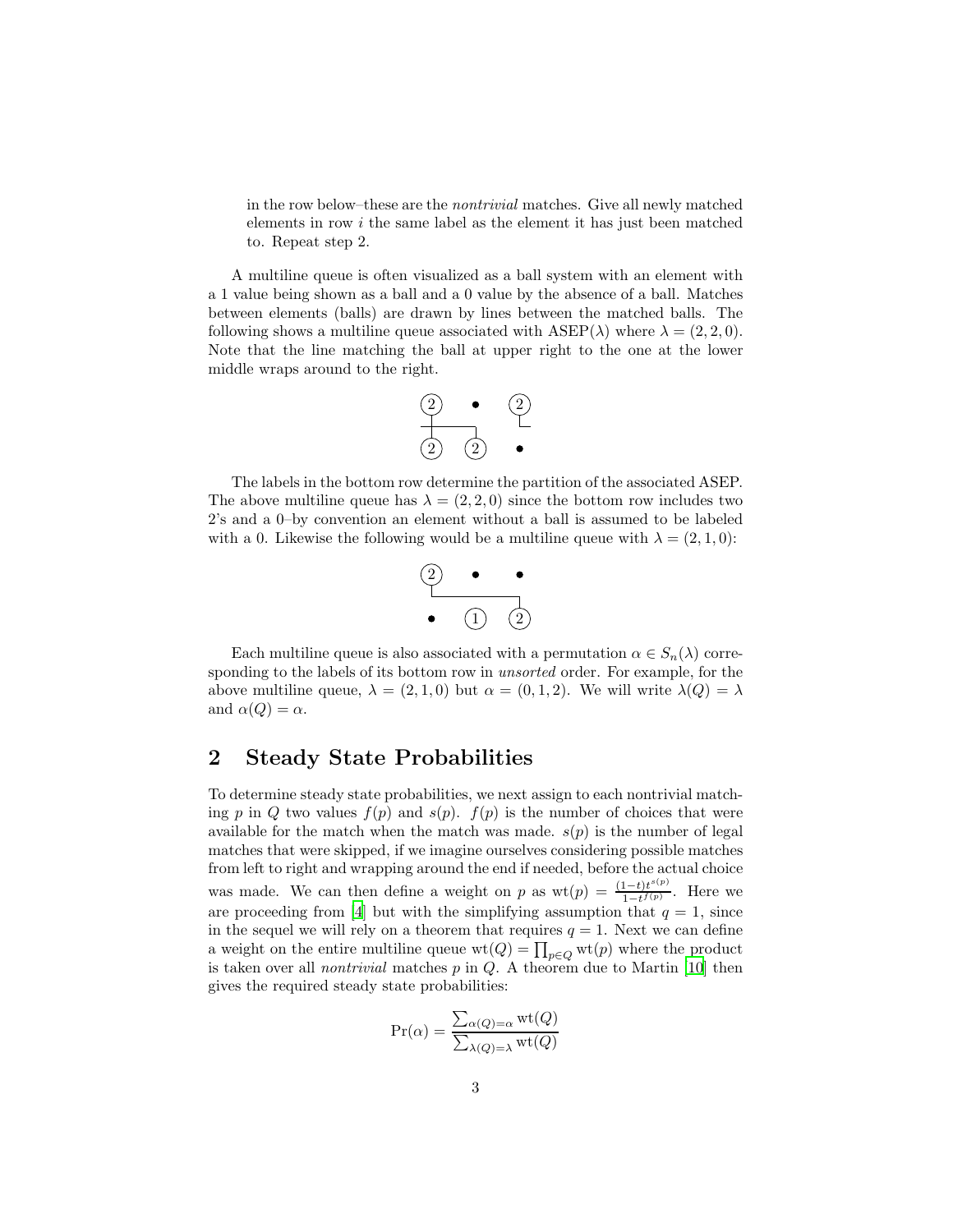in the row below–these are the *nontrivial* matches. Give all newly matched elements in row $i$ the same label as the element it has just been matched to. Repeat step 2.

A multiline queue is often visualized as a ball system with an element with a 1 value being shown as a ball and a 0 value by the absence of a ball. Matches between elements (balls) are drawn by lines between the matched balls. The following shows a multiline queue associated with ASEP($\lambda$) where $\lambda = (2, 2, 0)$. Note that the line matching the ball at upper right to the one at the lower middle wraps around to the right.

The labels in the bottom row determine the partition of the associated ASEP. The above multiline queue has $\lambda = (2, 2, 0)$ since the bottom row includes two 2's and a 0–by convention an element without a ball is assumed to be labeled with a 0. Likewise the following would be a multiline queue with $\lambda = (2, 1, 0)$:

Each multiline queue is also associated with a permutation $\alpha \in S_n(\lambda)$ corresponding to the labels of its bottom row in *unsorted* order. For example, for the above multiline queue, $\lambda = (2, 1, 0)$ but $\alpha = (0, 1, 2)$. We will write $\lambda(Q) = \lambda$ and $\alpha(Q) = \alpha$.

## 2 Steady State Probabilities

To determine steady state probabilities, we next assign to each nontrivial matching $p$ in $Q$ two values $f(p)$ and $s(p)$. $f(p)$ is the number of choices that were available for the match when the match was made. $s(p)$ is the number of legal matches that were skipped, if we imagine ourselves considering possible matches from left to right and wrapping around the end if needed, before the actual choice was made. We can then define a weight on $p$ as $\mathrm{wt}(p) = \frac{(1-t)t^{s(p)}}{1-t^{f(p)}}$. Here we are proceeding from [4] but with the simplifying assumption that $q = 1$, since in the sequel we will rely on a theorem that requires $q = 1$. Next we can define a weight on the entire multiline queue $\mathrm{wt}(Q) = \prod_{p \in Q} \mathrm{wt}(p)$ where the product is taken over all *nontrivial* matches $p$ in $Q$. A theorem due to Martin [10] then gives the required steady state probabilities:

$$\Pr(\alpha) = \frac{\sum_{\alpha(Q)=\alpha} \mathrm{wt}(Q)}{\sum_{\lambda(Q)=\lambda} \mathrm{wt}(Q)}$$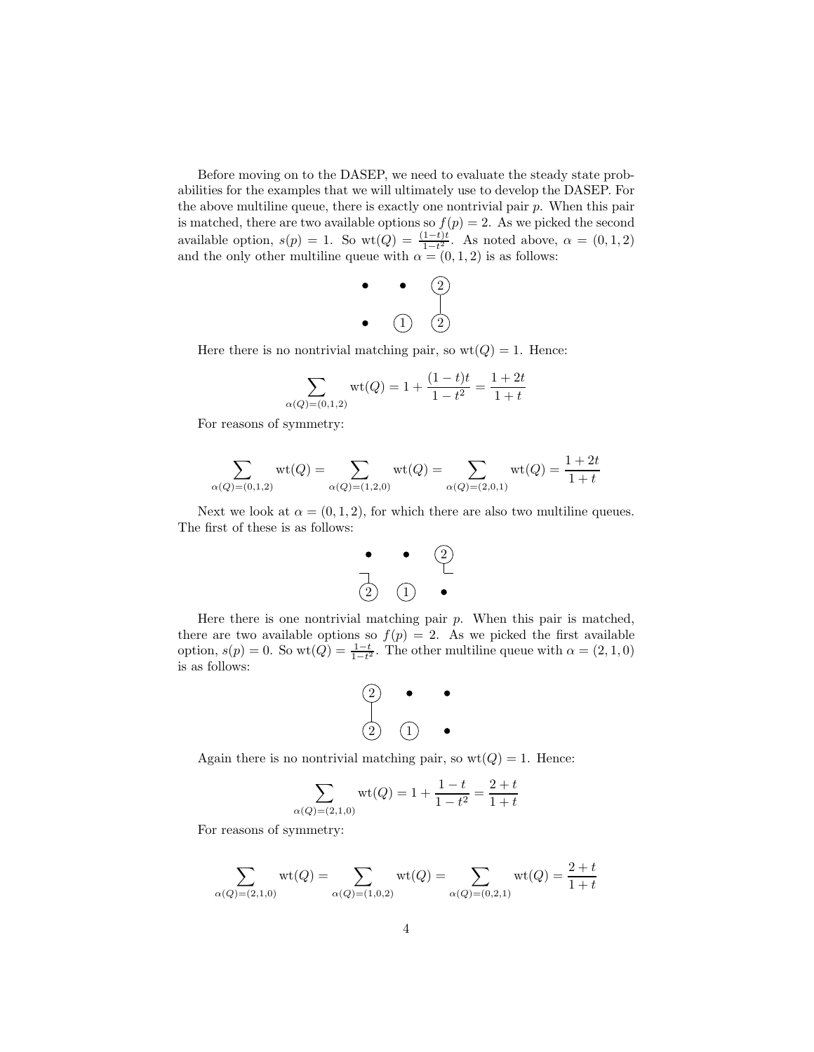Before moving on to the DASEP, we need to evaluate the steady state probabilities for the examples that we will ultimately use to develop the DASEP. For the above multiline queue, there is exactly one nontrivial pair $p$. When this pair is matched, there are two available options so $f(p) = 2$. As we picked the second available option, $s(p) = 1$. So $\mathrm{wt}(Q) = \frac{(1-t)t}{1-t^2}$. As noted above, $\alpha = (0, 1, 2)$ and the only other multiline queue with $\alpha = (0, 1, 2)$ is as follows:

Here there is no nontrivial matching pair, so $\mathrm{wt}(Q) = 1$. Hence:

$$\sum_{\alpha(Q)=(0,1,2)} \mathrm{wt}(Q) = 1 + \frac{(1-t)t}{1-t^2} = \frac{1+2t}{1+t}$$

For reasons of symmetry:

$$\sum_{\alpha(Q)=(0,1,2)} \mathrm{wt}(Q) = \sum_{\alpha(Q)=(1,2,0)} \mathrm{wt}(Q) = \sum_{\alpha(Q)=(2,0,1)} \mathrm{wt}(Q) = \frac{1+2t}{1+t}$$

Next we look at $\alpha = (0, 1, 2)$, for which there are also two multiline queues. The first of these is as follows:

Here there is one nontrivial matching pair $p$. When this pair is matched, there are two available options so $f(p) = 2$. As we picked the first available option, $s(p) = 0$. So $\mathrm{wt}(Q) = \frac{1-t}{1-t^2}$. The other multiline queue with $\alpha = (2, 1, 0)$ is as follows:

Again there is no nontrivial matching pair, so $\mathrm{wt}(Q) = 1$. Hence:

$$\sum_{\alpha(Q)=(2,1,0)} \mathrm{wt}(Q) = 1 + \frac{1-t}{1-t^2} = \frac{2+t}{1+t}$$

For reasons of symmetry:

$$\sum_{\alpha(Q)=(2,1,0)} \mathrm{wt}(Q) = \sum_{\alpha(Q)=(1,0,2)} \mathrm{wt}(Q) = \sum_{\alpha(Q)=(0,2,1)} \mathrm{wt}(Q) = \frac{2+t}{1+t}$$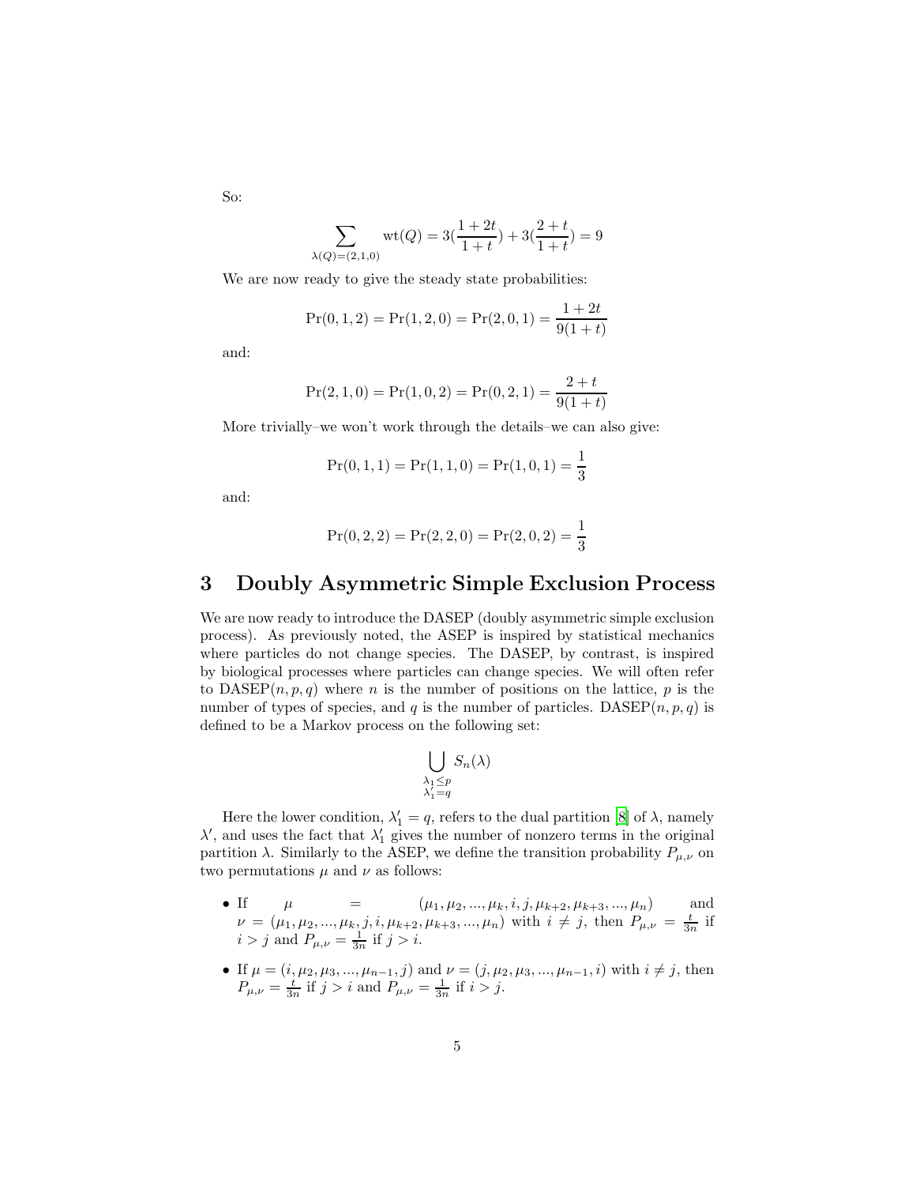So:

$$\sum_{\lambda(Q)=(2,1,0)} \text{wt}(Q) = 3(\frac{1+2t}{1+t}) + 3(\frac{2+t}{1+t}) = 9$$

We are now ready to give the steady state probabilities:

$$\Pr(0,1,2) = \Pr(1,2,0) = \Pr(2,0,1) = \frac{1+2t}{9(1+t)}$$

and:

$$\Pr(2,1,0) = \Pr(1,0,2) = \Pr(0,2,1) = \frac{2+t}{9(1+t)}$$

More trivially–we won't work through the details–we can also give:

$$\Pr(0,1,1) = \Pr(1,1,0) = \Pr(1,0,1) = \frac{1}{3}$$

and:

$$\Pr(0,2,2) = \Pr(2,2,0) = \Pr(2,0,2) = \frac{1}{3}$$

# 3 Doubly Asymmetric Simple Exclusion Process

We are now ready to introduce the DASEP (doubly asymmetric simple exclusion process). As previously noted, the ASEP is inspired by statistical mechanics where particles do not change species. The DASEP, by contrast, is inspired by biological processes where particles can change species. We will often refer to DASEP$(n, p, q)$ where $n$ is the number of positions on the lattice, $p$ is the number of types of species, and $q$ is the number of particles. DASEP$(n, p, q)$ is defined to be a Markov process on the following set:

$$\bigcup_{\substack{\lambda_1 \leq p \\ \lambda_1' = q}} S_n(\lambda)$$

Here the lower condition, $\lambda_1' = q$, refers to the dual partition [8] of $\lambda$, namely $\lambda'$, and uses the fact that $\lambda_1'$ gives the number of nonzero terms in the original partition $\lambda$. Similarly to the ASEP, we define the transition probability $P_{\mu,\nu}$ on two permutations $\mu$ and $\nu$ as follows:

- If $\mu = (\mu_1, \mu_2, ..., \mu_k, i, j, \mu_{k+2}, \mu_{k+3}, ..., \mu_n)$ and $\nu = (\mu_1, \mu_2, ..., \mu_k, j, i, \mu_{k+2}, \mu_{k+3}, ..., \mu_n)$ with $i \neq j$, then $P_{\mu,\nu} = \frac{t}{3n}$ if $i > j$ and $P_{\mu,\nu} = \frac{1}{3n}$ if $j > i$.
- If $\mu = (i, \mu_2, \mu_3, ..., \mu_{n-1}, j)$ and $\nu = (j, \mu_2, \mu_3, ..., \mu_{n-1}, i)$ with $i \neq j$, then $P_{\mu,\nu} = \frac{t}{3n}$ if $j > i$ and $P_{\mu,\nu} = \frac{1}{3n}$ if $i > j$.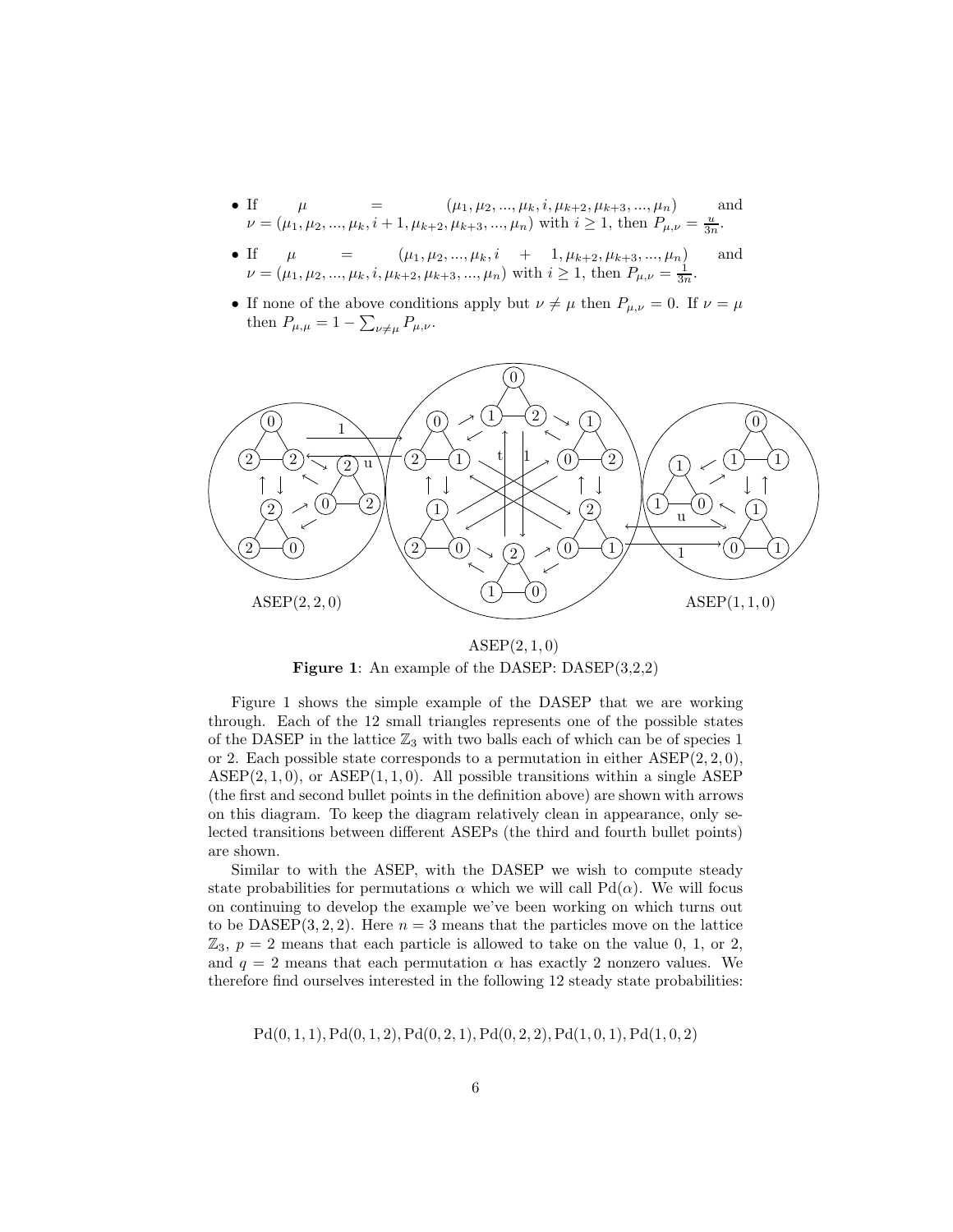- If $\mu = (\mu_1, \mu_2, ..., \mu_k, i, \mu_{k+2}, \mu_{k+3}, ..., \mu_n)$ and $\nu = (\mu_1, \mu_2, ..., \mu_k, i+1, \mu_{k+2}, \mu_{k+3}, ..., \mu_n)$ with $i \geq 1$, then $P_{\mu,\nu} = \frac{u}{3n}$.
- If $\mu = (\mu_1, \mu_2, ..., \mu_k, i + 1, \mu_{k+2}, \mu_{k+3}, ..., \mu_n)$ and $\nu = (\mu_1, \mu_2, ..., \mu_k, i, \mu_{k+2}, \mu_{k+3}, ..., \mu_n)$ with $i \geq 1$, then $P_{\mu,\nu} = \frac{1}{3n}$.
- If none of the above conditions apply but $\nu \neq \mu$ then $P_{\mu,\nu} = 0$. If $\nu = \mu$ then $P_{\mu,\mu} = 1 - \sum_{\nu \neq \mu} P_{\mu,\nu}$.

**Figure 1**: An example of the DASEP: DASEP(3,2,2)

Figure 1 shows the simple example of the DASEP that we are working through. Each of the 12 small triangles represents one of the possible states of the DASEP in the lattice $\mathbb{Z}_3$ with two balls each of which can be of species 1 or 2. Each possible state corresponds to a permutation in either ASEP$(2, 2, 0)$, ASEP$(2, 1, 0)$, or ASEP$(1, 1, 0)$. All possible transitions within a single ASEP (the first and second bullet points in the definition above) are shown with arrows on this diagram. To keep the diagram relatively clean in appearance, only selected transitions between different ASEPs (the third and fourth bullet points) are shown.

Similar to with the ASEP, with the DASEP we wish to compute steady state probabilities for permutations $\alpha$ which we will call $\mathrm{Pd}(\alpha)$. We will focus on continuing to develop the example we've been working on which turns out to be DASEP$(3, 2, 2)$. Here $n = 3$ means that the particles move on the lattice $\mathbb{Z}_3$, $p = 2$ means that each particle is allowed to take on the value 0, 1, or 2, and $q = 2$ means that each permutation $\alpha$ has exactly 2 nonzero values. We therefore find ourselves interested in the following 12 steady state probabilities:

$$\mathrm{Pd}(0, 1, 1), \mathrm{Pd}(0, 1, 2), \mathrm{Pd}(0, 2, 1), \mathrm{Pd}(0, 2, 2), \mathrm{Pd}(1, 0, 1), \mathrm{Pd}(1, 0, 2)$$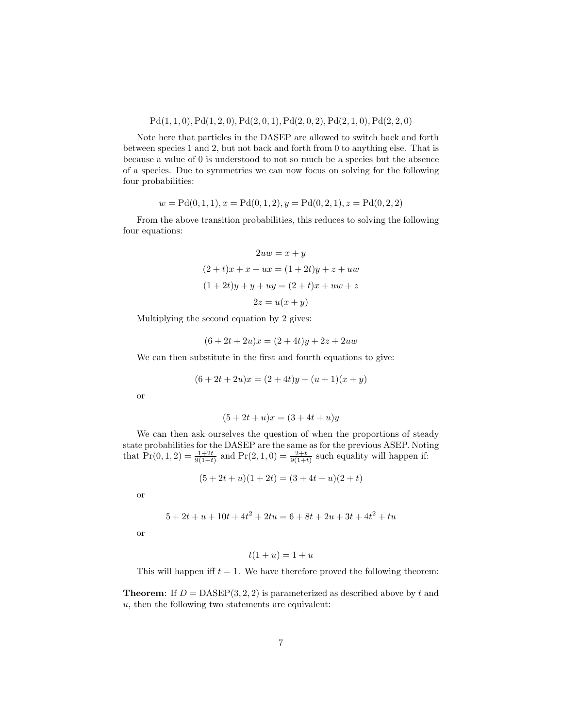$$\mathrm{Pd}(1,1,0), \mathrm{Pd}(1,2,0), \mathrm{Pd}(2,0,1), \mathrm{Pd}(2,0,2), \mathrm{Pd}(2,1,0), \mathrm{Pd}(2,2,0)$$

Note here that particles in the DASEP are allowed to switch back and forth between species 1 and 2, but not back and forth from 0 to anything else. That is because a value of 0 is understood to not so much be a species but the absence of a species. Due to symmetries we can now focus on solving for the following four probabilities:

$$w = \mathrm{Pd}(0,1,1), x = \mathrm{Pd}(0,1,2), y = \mathrm{Pd}(0,2,1), z = \mathrm{Pd}(0,2,2)$$

From the above transition probabilities, this reduces to solving the following four equations:

$$2uw = x + y$$

$$(2+t)x + x + ux = (1+2t)y + z + uw$$

$$(1+2t)y + y + uy = (2+t)x + uw + z$$

$$2z = u(x+y)$$

Multiplying the second equation by 2 gives:

$$(6 + 2t + 2u)x = (2 + 4t)y + 2z + 2uw$$

We can then substitute in the first and fourth equations to give:

$$(6 + 2t + 2u)x = (2 + 4t)y + (u + 1)(x + y)$$

or

$$(5 + 2t + u)x = (3 + 4t + u)y$$

We can then ask ourselves the question of when the proportions of steady state probabilities for the DASEP are the same as for the previous ASEP. Noting that $\Pr(0,1,2) = \frac{1+2t}{9(1+t)}$ and $\Pr(2,1,0) = \frac{2+t}{9(1+t)}$ such equality will happen if:

$$(5 + 2t + u)(1 + 2t) = (3 + 4t + u)(2 + t)$$

or

$$5 + 2t + u + 10t + 4t^2 + 2tu = 6 + 8t + 2u + 3t + 4t^2 + tu$$

or

$$t(1 + u) = 1 + u$$

This will happen iff $t = 1$. We have therefore proved the following theorem:

**Theorem**: If $D = \mathrm{DASEP}(3,2,2)$ is parameterized as described above by $t$ and $u$, then the following two statements are equivalent: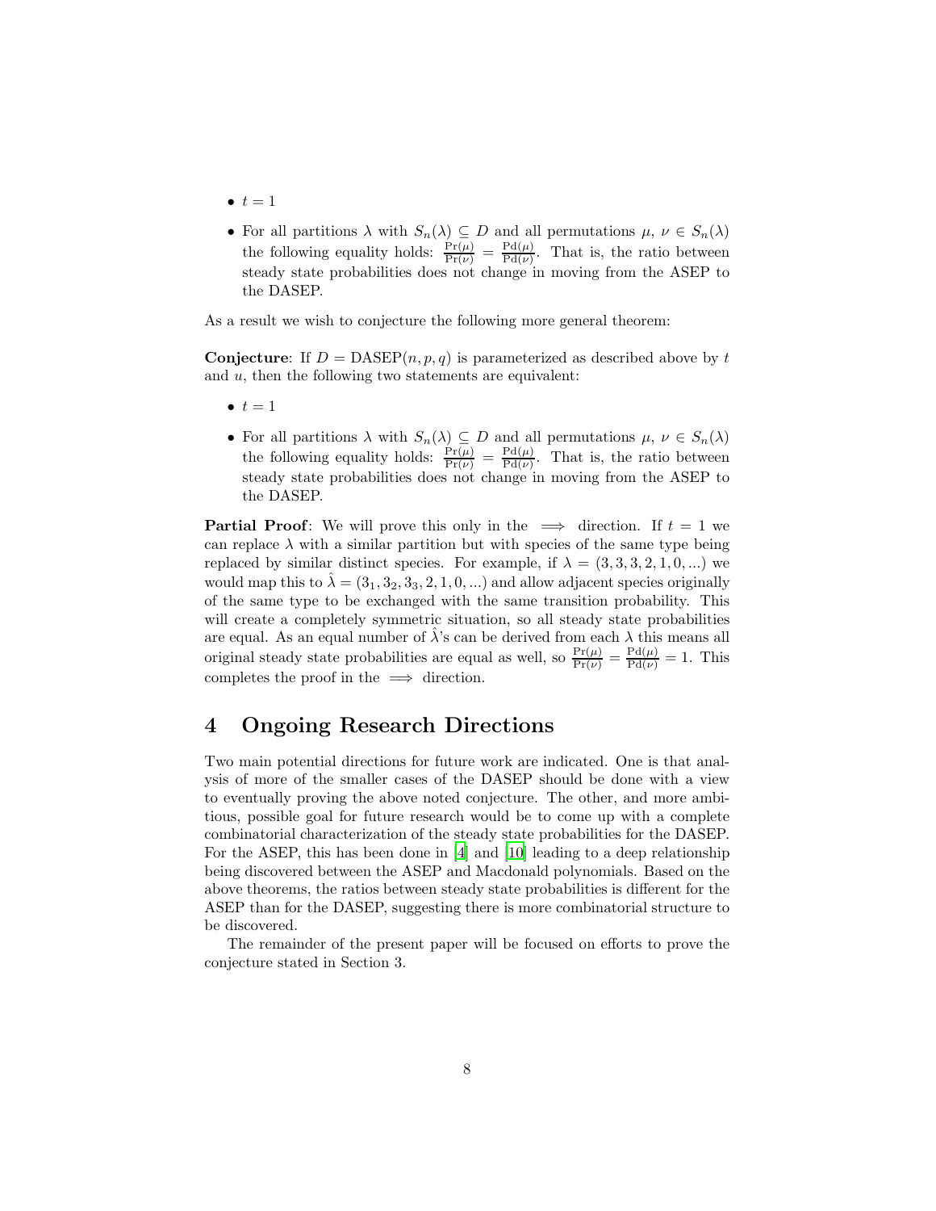- $t = 1$
- For all partitions $\lambda$ with $S_n(\lambda) \subseteq D$ and all permutations $\mu, \nu \in S_n(\lambda)$ the following equality holds: $\frac{\Pr(\mu)}{\Pr(\nu)} = \frac{\mathrm{Pd}(\mu)}{\mathrm{Pd}(\nu)}$. That is, the ratio between steady state probabilities does not change in moving from the ASEP to the DASEP.

As a result we wish to conjecture the following more general theorem:

**Conjecture**: If $D = \mathrm{DASEP}(n, p, q)$ is parameterized as described above by $t$ and $u$, then the following two statements are equivalent:

- $t = 1$
- For all partitions $\lambda$ with $S_n(\lambda) \subseteq D$ and all permutations $\mu, \nu \in S_n(\lambda)$ the following equality holds: $\frac{\Pr(\mu)}{\Pr(\nu)} = \frac{\mathrm{Pd}(\mu)}{\mathrm{Pd}(\nu)}$. That is, the ratio between steady state probabilities does not change in moving from the ASEP to the DASEP.

**Partial Proof**: We will prove this only in the $\implies$ direction. If $t = 1$ we can replace $\lambda$ with a similar partition but with species of the same type being replaced by similar distinct species. For example, if $\lambda = (3, 3, 3, 2, 1, 0, ...)$ we would map this to $\hat{\lambda} = (3_1, 3_2, 3_3, 2, 1, 0, ...)$ and allow adjacent species originally of the same type to be exchanged with the same transition probability. This will create a completely symmetric situation, so all steady state probabilities are equal. As an equal number of $\hat{\lambda}$'s can be derived from each $\lambda$ this means all original steady state probabilities are equal as well, so $\frac{\Pr(\mu)}{\Pr(\nu)} = \frac{\mathrm{Pd}(\mu)}{\mathrm{Pd}(\nu)} = 1$. This completes the proof in the $\implies$ direction.

## 4 Ongoing Research Directions

Two main potential directions for future work are indicated. One is that analysis of more of the smaller cases of the DASEP should be done with a view to eventually proving the above noted conjecture. The other, and more ambitious, possible goal for future research would be to come up with a complete combinatorial characterization of the steady state probabilities for the DASEP. For the ASEP, this has been done in [4] and [10] leading to a deep relationship being discovered between the ASEP and Macdonald polynomials. Based on the above theorems, the ratios between steady state probabilities is different for the ASEP than for the DASEP, suggesting there is more combinatorial structure to be discovered.

The remainder of the present paper will be focused on efforts to prove the conjecture stated in Section 3.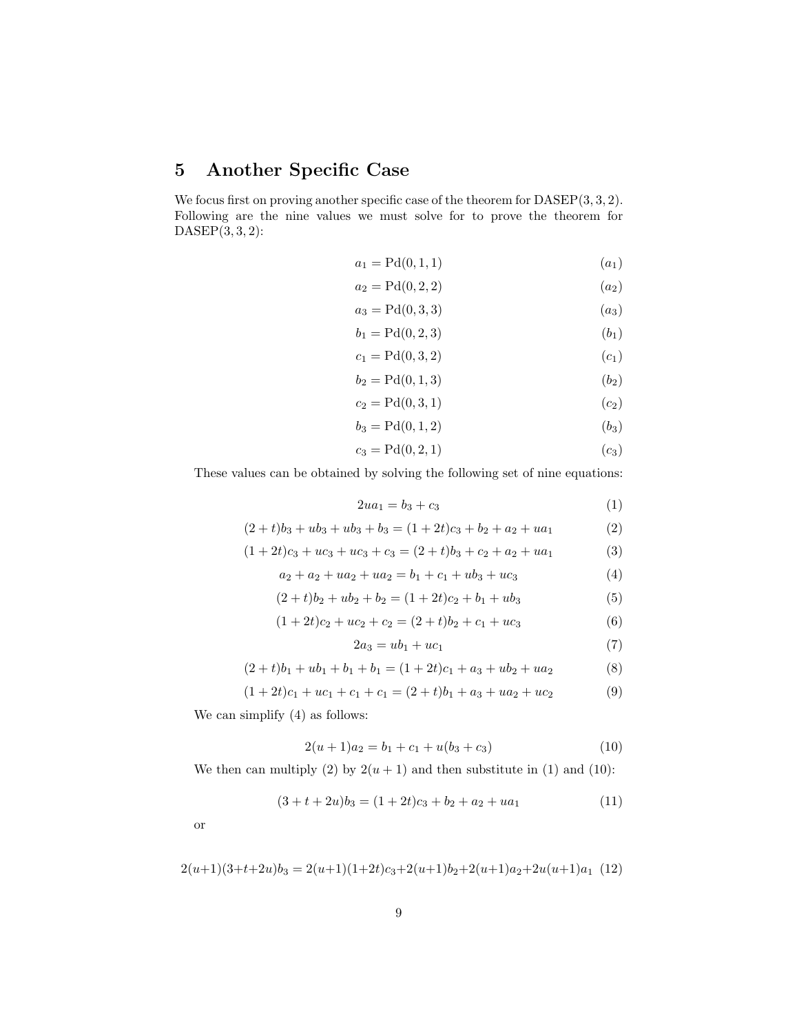## 5 Another Specific Case

We focus first on proving another specific case of the theorem for DASEP(3, 3, 2). Following are the nine values we must solve for to prove the theorem for DASEP(3, 3, 2):

$$a_1 = \text{Pd}(0, 1, 1) \tag{$a_1$}$$

$$a_2 = \text{Pd}(0, 2, 2) \tag{$a_2$}$$

$$a_3 = \text{Pd}(0, 3, 3) \tag{$a_3$}$$

$$b_1 = \text{Pd}(0, 2, 3) \tag{$b_1$}$$

$$c_1 = \text{Pd}(0, 3, 2) \tag{$c_1$}$$

$$b_2 = \text{Pd}(0, 1, 3) \tag{$b_2$}$$

$$c_2 = \text{Pd}(0, 3, 1) \tag{$c_2$}$$

$$b_3 = \text{Pd}(0, 1, 2) \tag{$b_3$}$$

$$c_3 = \text{Pd}(0, 2, 1) \tag{$c_3$}$$

These values can be obtained by solving the following set of nine equations:

$$2ua_1 = b_3 + c_3 \tag{1}$$

$$(2 + t)b_3 + ub_3 + ub_3 + b_3 = (1 + 2t)c_3 + b_2 + a_2 + ua_1 \tag{2}$$

$$(1 + 2t)c_3 + uc_3 + uc_3 + c_3 = (2 + t)b_3 + c_2 + a_2 + ua_1 \tag{3}$$

$$a_2 + a_2 + ua_2 + ua_2 = b_1 + c_1 + ub_3 + uc_3 \tag{4}$$

$$(2 + t)b_2 + ub_2 + b_2 = (1 + 2t)c_2 + b_1 + ub_3 \tag{5}$$

$$(1 + 2t)c_2 + uc_2 + c_2 = (2 + t)b_2 + c_1 + uc_3 \tag{6}$$

$$2a_3 = ub_1 + uc_1 \tag{7}$$

$$(2 + t)b_1 + ub_1 + b_1 + b_1 = (1 + 2t)c_1 + a_3 + ub_2 + ua_2 \tag{8}$$

$$(1 + 2t)c_1 + uc_1 + c_1 + c_1 = (2 + t)b_1 + a_3 + ua_2 + uc_2 \tag{9}$$

We can simplify (4) as follows:

$$2(u + 1)a_2 = b_1 + c_1 + u(b_3 + c_3) \tag{10}$$

We then can multiply (2) by $2(u + 1)$ and then substitute in (1) and (10):

$$(3 + t + 2u)b_3 = (1 + 2t)c_3 + b_2 + a_2 + ua_1 \tag{11}$$

or

$$2(u+1)(3+t+2u)b_3 = 2(u+1)(1+2t)c_3+2(u+1)b_2+2(u+1)a_2+2u(u+1)a_1 \tag{12}$$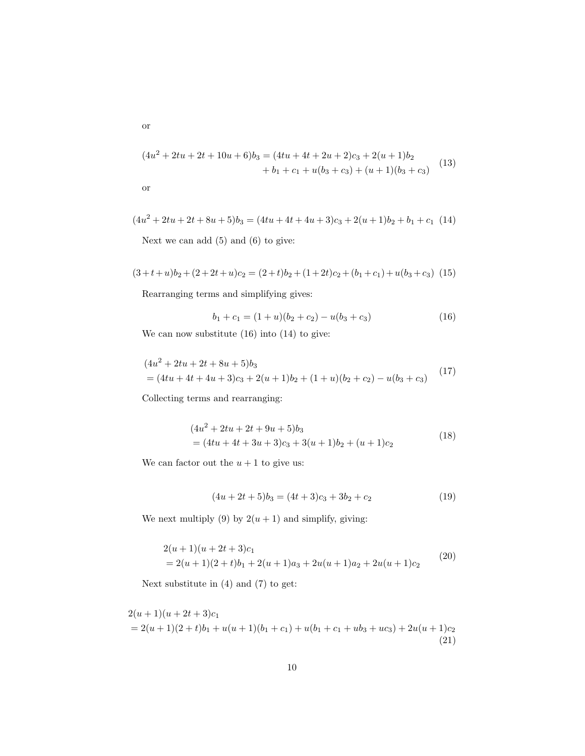or

$$(4u^2 + 2tu + 2t + 10u + 6)b_3 = (4tu + 4t + 2u + 2)c_3 + 2(u+1)b_2 + b_1 + c_1 + u(b_3 + c_3) + (u+1)(b_3 + c_3) \tag{13}$$

or

$$(4u^2 + 2tu + 2t + 8u + 5)b_3 = (4tu + 4t + 4u + 3)c_3 + 2(u+1)b_2 + b_1 + c_1 \tag{14}$$

Next we can add (5) and (6) to give:

$$(3+t+u)b_2 + (2+2t+u)c_2 = (2+t)b_2 + (1+2t)c_2 + (b_1 + c_1) + u(b_3 + c_3) \tag{15}$$

Rearranging terms and simplifying gives:

$$b_1 + c_1 = (1+u)(b_2 + c_2) - u(b_3 + c_3) \tag{16}$$

We can now substitute (16) into (14) to give:

$$\begin{aligned}&(4u^2 + 2tu + 2t + 8u + 5)b_3 \\ &= (4tu + 4t + 4u + 3)c_3 + 2(u+1)b_2 + (1+u)(b_2 + c_2) - u(b_3 + c_3)\end{aligned} \tag{17}$$

Collecting terms and rearranging:

$$\begin{aligned}&(4u^2 + 2tu + 2t + 9u + 5)b_3 \\ &= (4tu + 4t + 3u + 3)c_3 + 3(u+1)b_2 + (u+1)c_2\end{aligned} \tag{18}$$

We can factor out the $u + 1$ to give us:

$$(4u + 2t + 5)b_3 = (4t + 3)c_3 + 3b_2 + c_2 \tag{19}$$

We next multiply (9) by $2(u + 1)$ and simplify, giving:

$$\begin{aligned}&2(u+1)(u+2t+3)c_1 \\ &= 2(u+1)(2+t)b_1 + 2(u+1)a_3 + 2u(u+1)a_2 + 2u(u+1)c_2\end{aligned} \tag{20}$$

Next substitute in (4) and (7) to get:

$$\begin{aligned}&2(u+1)(u+2t+3)c_1 \\ &= 2(u+1)(2+t)b_1 + u(u+1)(b_1 + c_1) + u(b_1 + c_1 + ub_3 + uc_3) + 2u(u+1)c_2\end{aligned} \tag{21}$$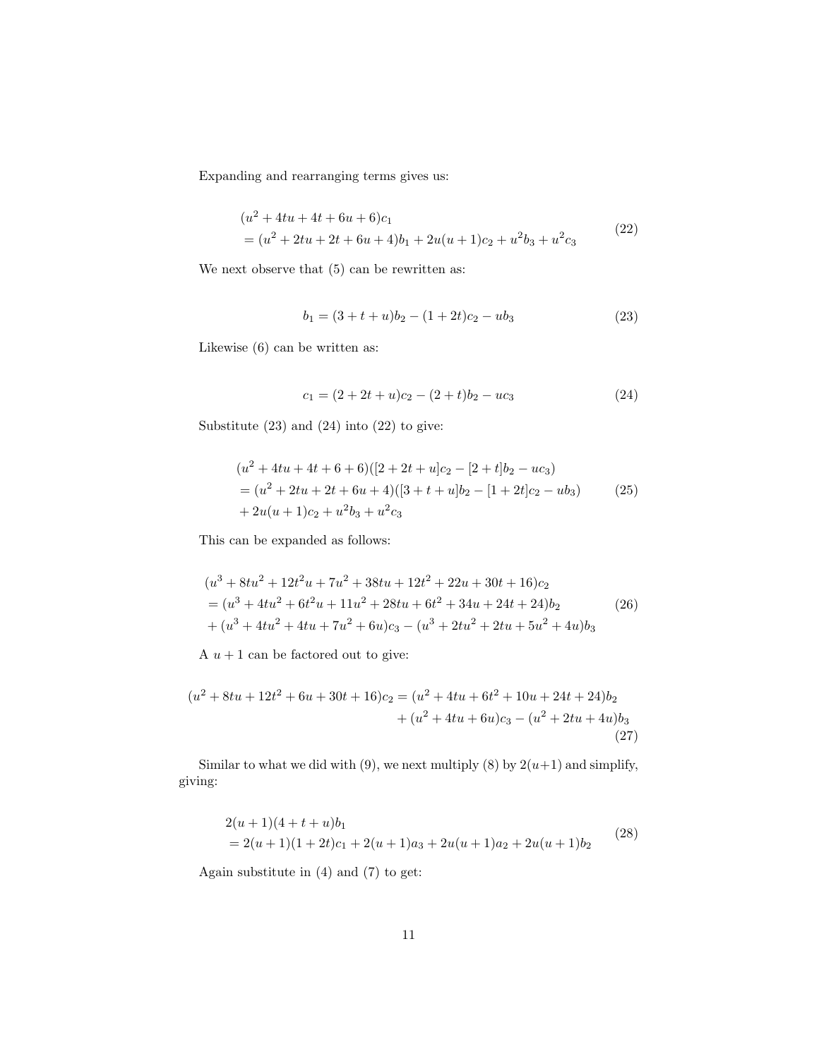Expanding and rearranging terms gives us:

$$
\begin{aligned}
&(u^2 + 4tu + 4t + 6u + 6)c_1 \\
&= (u^2 + 2tu + 2t + 6u + 4)b_1 + 2u(u+1)c_2 + u^2 b_3 + u^2 c_3
\end{aligned} \tag{22}
$$

We next observe that (5) can be rewritten as:

$$
b_1 = (3 + t + u)b_2 - (1 + 2t)c_2 - ub_3 \tag{23}
$$

Likewise (6) can be written as:

$$
c_1 = (2 + 2t + u)c_2 - (2 + t)b_2 - uc_3 \tag{24}
$$

Substitute (23) and (24) into (22) to give:

$$
\begin{aligned}
&(u^2 + 4tu + 4t + 6 + 6)([2 + 2t + u]c_2 - [2 + t]b_2 - uc_3) \\
&= (u^2 + 2tu + 2t + 6u + 4)([3 + t + u]b_2 - [1 + 2t]c_2 - ub_3) \\
&+ 2u(u+1)c_2 + u^2 b_3 + u^2 c_3
\end{aligned} \tag{25}
$$

This can be expanded as follows:

$$
\begin{aligned}
&(u^3 + 8tu^2 + 12t^2 u + 7u^2 + 38tu + 12t^2 + 22u + 30t + 16)c_2 \\
&= (u^3 + 4tu^2 + 6t^2 u + 11u^2 + 28tu + 6t^2 + 34u + 24t + 24)b_2 \\
&+ (u^3 + 4tu^2 + 4tu + 7u^2 + 6u)c_3 - (u^3 + 2tu^2 + 2tu + 5u^2 + 4u)b_3
\end{aligned} \tag{26}
$$

A $u + 1$ can be factored out to give:

$$
\begin{aligned}
(u^2 + 8tu + 12t^2 + 6u + 30t + 16)c_2 &= (u^2 + 4tu + 6t^2 + 10u + 24t + 24)b_2 \\
&+ (u^2 + 4tu + 6u)c_3 - (u^2 + 2tu + 4u)b_3
\end{aligned} \tag{27}
$$

Similar to what we did with (9), we next multiply (8) by $2(u+1)$ and simplify, giving:

$$
\begin{aligned}
&2(u+1)(4 + t + u)b_1 \\
&= 2(u+1)(1 + 2t)c_1 + 2(u+1)a_3 + 2u(u+1)a_2 + 2u(u+1)b_2
\end{aligned} \tag{28}
$$

Again substitute in (4) and (7) to get: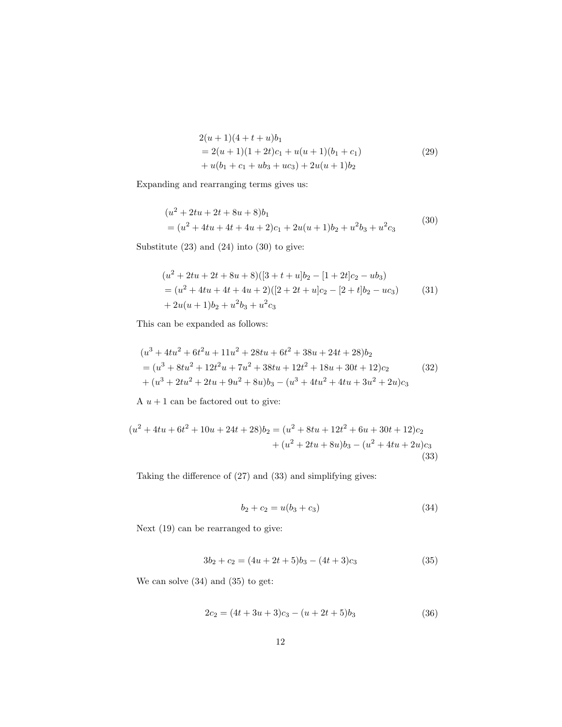$$
\begin{aligned}
&2(u+1)(4+t+u)b_1 \\
&= 2(u+1)(1+2t)c_1 + u(u+1)(b_1+c_1) \\
&+ u(b_1+c_1+ub_3+uc_3) + 2u(u+1)b_2
\end{aligned}
\tag{29}
$$

Expanding and rearranging terms gives us:

$$
\begin{aligned}
&(u^2+2tu+2t+8u+8)b_1 \\
&= (u^2+4tu+4t+4u+2)c_1 + 2u(u+1)b_2 + u^2b_3 + u^2c_3
\end{aligned}
\tag{30}
$$

Substitute (23) and (24) into (30) to give:

$$
\begin{aligned}
&(u^2+2tu+2t+8u+8)([3+t+u]b_2 - [1+2t]c_2 - ub_3) \\
&= (u^2+4tu+4t+4u+2)([2+2t+u]c_2 - [2+t]b_2 - uc_3) \\
&+ 2u(u+1)b_2 + u^2b_3 + u^2c_3
\end{aligned}
\tag{31}
$$

This can be expanded as follows:

$$
\begin{aligned}
&(u^3+4tu^2+6t^2u+11u^2+28tu+6t^2+38u+24t+28)b_2 \\
&= (u^3+8tu^2+12t^2u+7u^2+38tu+12t^2+18u+30t+12)c_2 \\
&+ (u^3+2tu^2+2tu+9u^2+8u)b_3 - (u^3+4tu^2+4tu+3u^2+2u)c_3
\end{aligned}
\tag{32}
$$

A $u+1$ can be factored out to give:

$$
\begin{aligned}
(u^2+4tu+6t^2+10u+24t+28)b_2 &= (u^2+8tu+12t^2+6u+30t+12)c_2 \\
&+ (u^2+2tu+8u)b_3 - (u^2+4tu+2u)c_3
\end{aligned}
\tag{33}
$$

Taking the difference of (27) and (33) and simplifying gives:

$$
b_2 + c_2 = u(b_3 + c_3) \tag{34}
$$

Next (19) can be rearranged to give:

$$
3b_2 + c_2 = (4u+2t+5)b_3 - (4t+3)c_3 \tag{35}
$$

We can solve (34) and (35) to get:

$$
2c_2 = (4t+3u+3)c_3 - (u+2t+5)b_3 \tag{36}
$$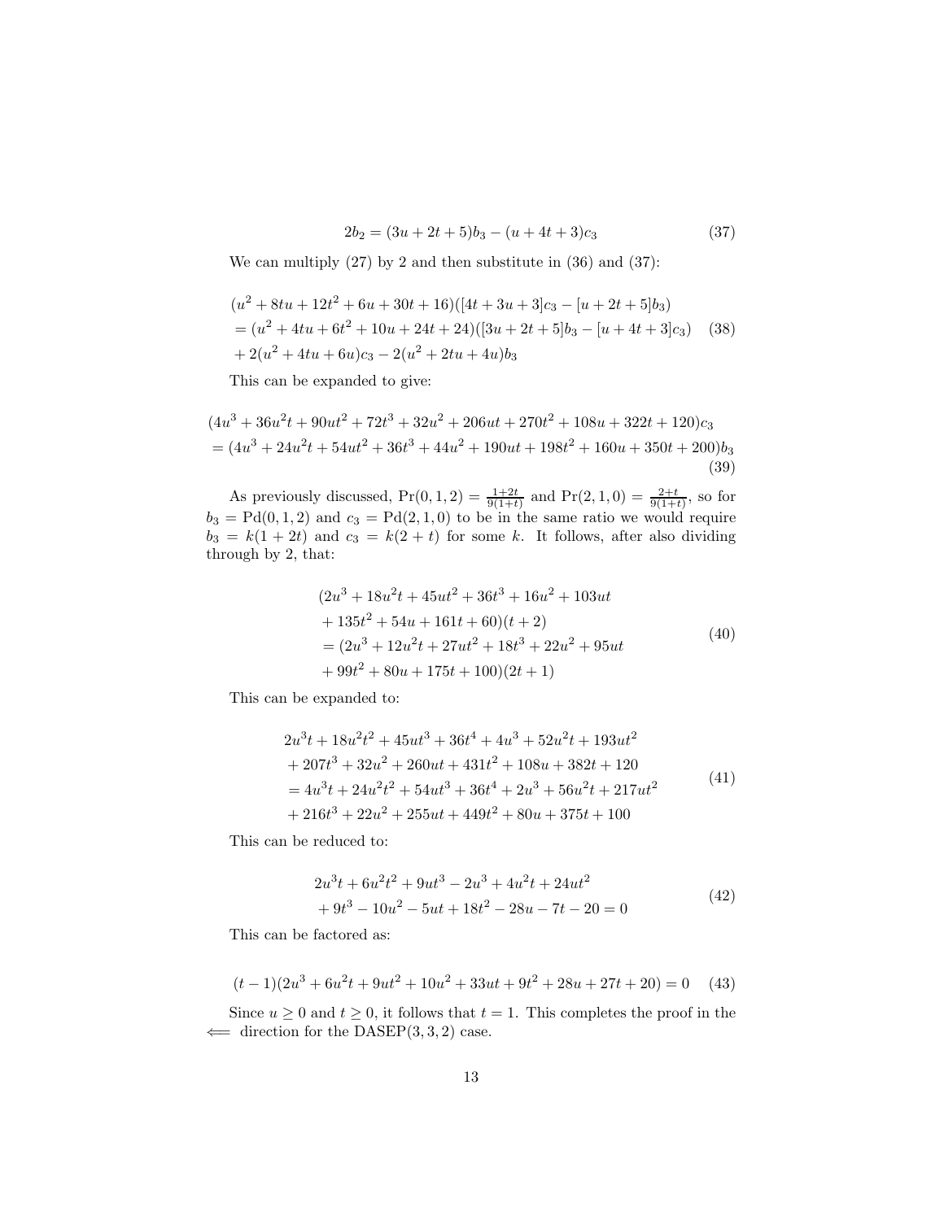$$2b_2 = (3u + 2t + 5)b_3 - (u + 4t + 3)c_3 \tag{37}$$

We can multiply (27) by 2 and then substitute in (36) and (37):

$$\begin{aligned}
&(u^2 + 8tu + 12t^2 + 6u + 30t + 16)([4t + 3u + 3]c_3 - [u + 2t + 5]b_3) \\
&= (u^2 + 4tu + 6t^2 + 10u + 24t + 24)([3u + 2t + 5]b_3 - [u + 4t + 3]c_3) \\
&+ 2(u^2 + 4tu + 6u)c_3 - 2(u^2 + 2tu + 4u)b_3
\end{aligned} \tag{38}$$

This can be expanded to give:

$$\begin{aligned}
&(4u^3 + 36u^2t + 90ut^2 + 72t^3 + 32u^2 + 206ut + 270t^2 + 108u + 322t + 120)c_3 \\
&= (4u^3 + 24u^2t + 54ut^2 + 36t^3 + 44u^2 + 190ut + 198t^2 + 160u + 350t + 200)b_3
\end{aligned} \tag{39}$$

As previously discussed, $\Pr(0, 1, 2) = \frac{1+2t}{9(1+t)}$ and $\Pr(2, 1, 0) = \frac{2+t}{9(1+t)}$, so for $b_3 = \text{Pd}(0, 1, 2)$ and $c_3 = \text{Pd}(2, 1, 0)$ to be in the same ratio we would require $b_3 = k(1 + 2t)$ and $c_3 = k(2 + t)$ for some $k$. It follows, after also dividing through by 2, that:

$$\begin{aligned}
&(2u^3 + 18u^2t + 45ut^2 + 36t^3 + 16u^2 + 103ut \\
&+ 135t^2 + 54u + 161t + 60)(t + 2) \\
&= (2u^3 + 12u^2t + 27ut^2 + 18t^3 + 22u^2 + 95ut \\
&+ 99t^2 + 80u + 175t + 100)(2t + 1)
\end{aligned} \tag{40}$$

This can be expanded to:

$$\begin{aligned}
&2u^3t + 18u^2t^2 + 45ut^3 + 36t^4 + 4u^3 + 52u^2t + 193ut^2 \\
&+ 207t^3 + 32u^2 + 260ut + 431t^2 + 108u + 382t + 120 \\
&= 4u^3t + 24u^2t^2 + 54ut^3 + 36t^4 + 2u^3 + 56u^2t + 217ut^2 \\
&+ 216t^3 + 22u^2 + 255ut + 449t^2 + 80u + 375t + 100
\end{aligned} \tag{41}$$

This can be reduced to:

$$\begin{aligned}
&2u^3t + 6u^2t^2 + 9ut^3 - 2u^3 + 4u^2t + 24ut^2 \\
&+ 9t^3 - 10u^2 - 5ut + 18t^2 - 28u - 7t - 20 = 0
\end{aligned} \tag{42}$$

This can be factored as:

$$(t - 1)(2u^3 + 6u^2t + 9ut^2 + 10u^2 + 33ut + 9t^2 + 28u + 27t + 20) = 0 \tag{43}$$

Since $u \geq 0$ and $t \geq 0$, it follows that $t = 1$. This completes the proof in the $\Longleftarrow$ direction for the DASEP(3, 3, 2) case.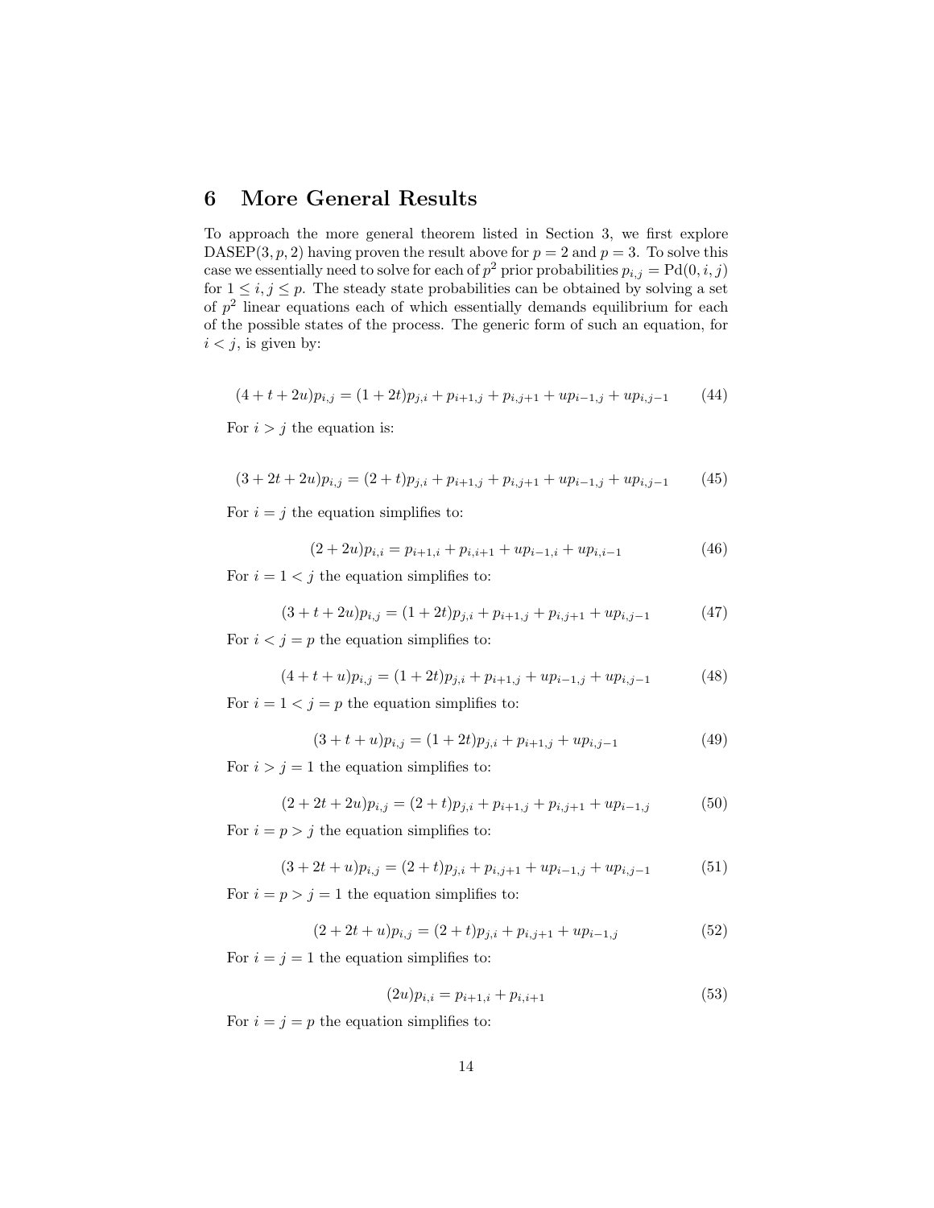## 6 More General Results

To approach the more general theorem listed in Section 3, we first explore $\text{DASEP}(3, p, 2)$ having proven the result above for $p = 2$ and $p = 3$. To solve this case we essentially need to solve for each of $p^2$ prior probabilities $p_{i,j} = \text{Pd}(0, i, j)$ for $1 \le i, j \le p$. The steady state probabilities can be obtained by solving a set of $p^2$ linear equations each of which essentially demands equilibrium for each of the possible states of the process. The generic form of such an equation, for $i < j$, is given by:

$$(4 + t + 2u)p_{i,j} = (1 + 2t)p_{j,i} + p_{i+1,j} + p_{i,j+1} + up_{i-1,j} + up_{i,j-1} \tag{44}$$

For $i > j$ the equation is:

$$(3 + 2t + 2u)p_{i,j} = (2 + t)p_{j,i} + p_{i+1,j} + p_{i,j+1} + up_{i-1,j} + up_{i,j-1} \tag{45}$$

For $i = j$ the equation simplifies to:

$$(2 + 2u)p_{i,i} = p_{i+1,i} + p_{i,i+1} + up_{i-1,i} + up_{i,i-1} \tag{46}$$

For $i = 1 < j$ the equation simplifies to:

$$(3 + t + 2u)p_{i,j} = (1 + 2t)p_{j,i} + p_{i+1,j} + p_{i,j+1} + up_{i,j-1} \tag{47}$$

For $i < j = p$ the equation simplifies to:

$$(4 + t + u)p_{i,j} = (1 + 2t)p_{j,i} + p_{i+1,j} + up_{i-1,j} + up_{i,j-1} \tag{48}$$

For $i = 1 < j = p$ the equation simplifies to:

$$(3 + t + u)p_{i,j} = (1 + 2t)p_{j,i} + p_{i+1,j} + up_{i,j-1} \tag{49}$$

For $i > j = 1$ the equation simplifies to:

$$(2 + 2t + 2u)p_{i,j} = (2 + t)p_{j,i} + p_{i+1,j} + p_{i,j+1} + up_{i-1,j} \tag{50}$$

For $i = p > j$ the equation simplifies to:

$$(3 + 2t + u)p_{i,j} = (2 + t)p_{j,i} + p_{i,j+1} + up_{i-1,j} + up_{i,j-1} \tag{51}$$

For $i = p > j = 1$ the equation simplifies to:

$$(2 + 2t + u)p_{i,j} = (2 + t)p_{j,i} + p_{i,j+1} + up_{i-1,j} \tag{52}$$

For $i = j = 1$ the equation simplifies to:

$$(2u)p_{i,i} = p_{i+1,i} + p_{i,i+1} \tag{53}$$

For $i = j = p$ the equation simplifies to: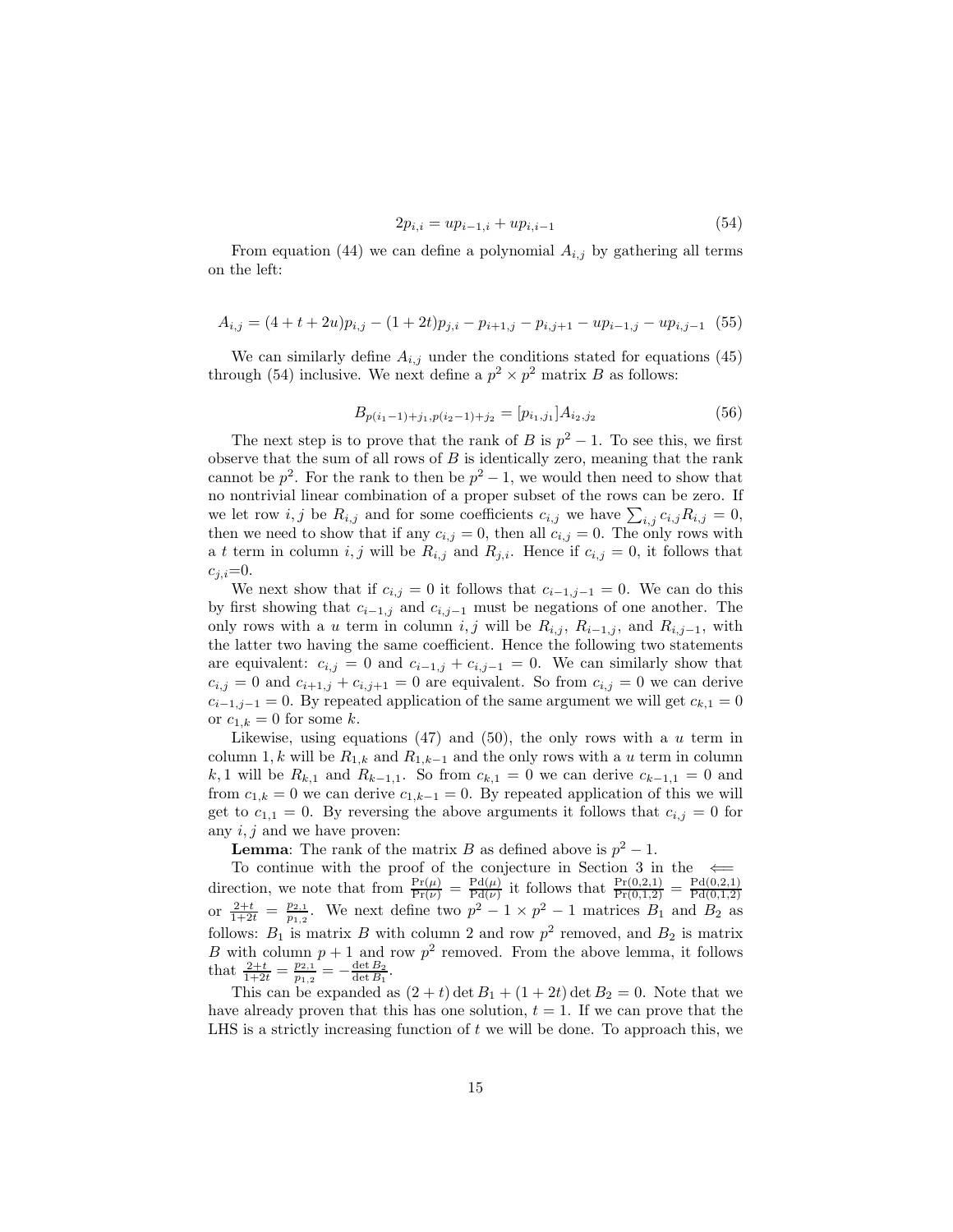$$2p_{i,i} = up_{i-1,i} + up_{i,i-1} \tag{54}$$

From equation (44) we can define a polynomial $A_{i,j}$ by gathering all terms on the left:

$$A_{i,j} = (4 + t + 2u)p_{i,j} - (1 + 2t)p_{j,i} - p_{i+1,j} - p_{i,j+1} - up_{i-1,j} - up_{i,j-1} \tag{55}$$

We can similarly define $A_{i,j}$ under the conditions stated for equations (45) through (54) inclusive. We next define a $p^2 \times p^2$ matrix $B$ as follows:

$$B_{p(i_1-1)+j_1,p(i_2-1)+j_2} = [p_{i_1,j_1}]A_{i_2,j_2} \tag{56}$$

The next step is to prove that the rank of $B$ is $p^2 - 1$. To see this, we first observe that the sum of all rows of $B$ is identically zero, meaning that the rank cannot be $p^2$. For the rank to then be $p^2 - 1$, we would then need to show that no nontrivial linear combination of a proper subset of the rows can be zero. If we let row $i, j$ be $R_{i,j}$ and for some coefficients $c_{i,j}$ we have $\sum_{i,j} c_{i,j}R_{i,j} = 0$, then we need to show that if any $c_{i,j} = 0$, then all $c_{i,j} = 0$. The only rows with a $t$ term in column $i, j$ will be $R_{i,j}$ and $R_{j,i}$. Hence if $c_{i,j} = 0$, it follows that $c_{j,i}$=0.

We next show that if $c_{i,j} = 0$ it follows that $c_{i-1,j-1} = 0$. We can do this by first showing that $c_{i-1,j}$ and $c_{i,j-1}$ must be negations of one another. The only rows with a $u$ term in column $i, j$ will be $R_{i,j}$, $R_{i-1,j}$, and $R_{i,j-1}$, with the latter two having the same coefficient. Hence the following two statements are equivalent: $c_{i,j} = 0$ and $c_{i-1,j} + c_{i,j-1} = 0$. We can similarly show that $c_{i,j} = 0$ and $c_{i+1,j} + c_{i,j+1} = 0$ are equivalent. So from $c_{i,j} = 0$ we can derive $c_{i-1,j-1} = 0$. By repeated application of the same argument we will get $c_{k,1} = 0$ or $c_{1,k} = 0$ for some $k$.

Likewise, using equations (47) and (50), the only rows with a $u$ term in column $1, k$ will be $R_{1,k}$ and $R_{1,k-1}$ and the only rows with a $u$ term in column $k, 1$ will be $R_{k,1}$ and $R_{k-1,1}$. So from $c_{k,1} = 0$ we can derive $c_{k-1,1} = 0$ and from $c_{1,k} = 0$ we can derive $c_{1,k-1} = 0$. By repeated application of this we will get to $c_{1,1} = 0$. By reversing the above arguments it follows that $c_{i,j} = 0$ for any $i, j$ and we have proven:

**Lemma**: The rank of the matrix $B$ as defined above is $p^2 - 1$.

To continue with the proof of the conjecture in Section 3 in the $\Longleftarrow$ direction, we note that from $\frac{\Pr(\mu)}{\Pr(\nu)} = \frac{\text{Pd}(\mu)}{\text{Pd}(\nu)}$ it follows that $\frac{\Pr(0,2,1)}{\Pr(0,1,2)} = \frac{\text{Pd}(0,2,1)}{\text{Pd}(0,1,2)}$ or $\frac{2+t}{1+2t} = \frac{p_{2,1}}{p_{1,2}}$. We next define two $p^2 - 1 \times p^2 - 1$ matrices $B_1$ and $B_2$ as follows: $B_1$ is matrix $B$ with column 2 and row $p^2$ removed, and $B_2$ is matrix $B$ with column $p + 1$ and row $p^2$ removed. From the above lemma, it follows that $\frac{2+t}{1+2t} = \frac{p_{2,1}}{p_{1,2}} = -\frac{\det B_2}{\det B_1}$.

This can be expanded as $(2 + t) \det B_1 + (1 + 2t) \det B_2 = 0$. Note that we have already proven that this has one solution, $t = 1$. If we can prove that the LHS is a strictly increasing function of $t$ we will be done. To approach this, we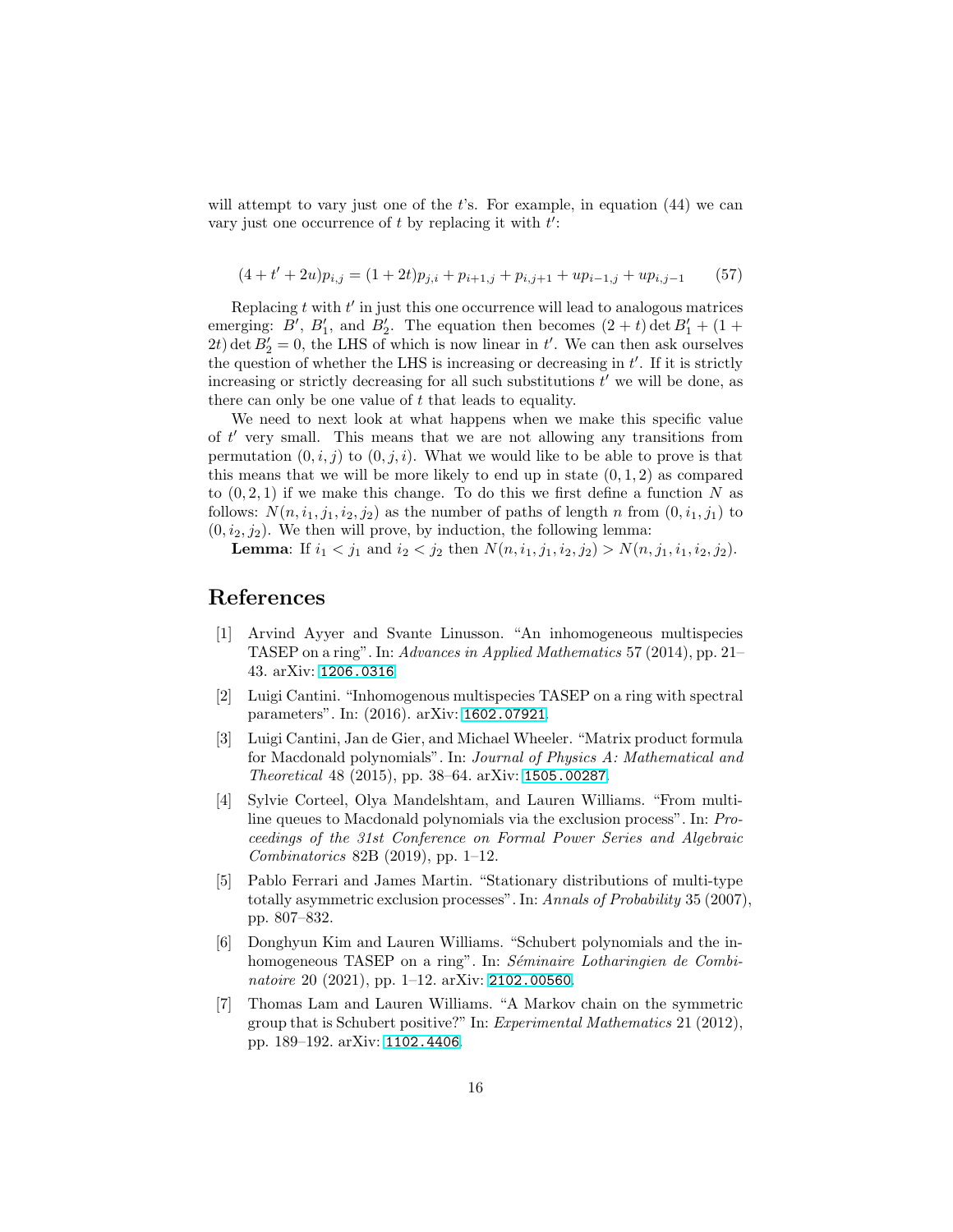will attempt to vary just one of the $t$'s. For example, in equation (44) we can vary just one occurrence of $t$ by replacing it with $t'$:

$$(4 + t' + 2u)p_{i,j} = (1 + 2t)p_{j,i} + p_{i+1,j} + p_{i,j+1} + up_{i-1,j} + up_{i,j-1} \tag{57}$$

Replacing $t$ with $t'$ in just this one occurrence will lead to analogous matrices emerging: $B'$, $B'_1$, and $B'_2$. The equation then becomes $(2 + t)\det B'_1 + (1 + 2t)\det B'_2 = 0$, the LHS of which is now linear in $t'$. We can then ask ourselves the question of whether the LHS is increasing or decreasing in $t'$. If it is strictly increasing or strictly decreasing for all such substitutions $t'$ we will be done, as there can only be one value of $t$ that leads to equality.

We need to next look at what happens when we make this specific value of $t'$ very small. This means that we are not allowing any transitions from permutation $(0, i, j)$ to $(0, j, i)$. What we would like to be able to prove is that this means that we will be more likely to end up in state $(0, 1, 2)$ as compared to $(0, 2, 1)$ if we make this change. To do this we first define a function $N$ as follows: $N(n, i_1, j_1, i_2, j_2)$ as the number of paths of length $n$ from $(0, i_1, j_1)$ to $(0, i_2, j_2)$. We then will prove, by induction, the following lemma:

**Lemma**: If $i_1 < j_1$ and $i_2 < j_2$ then $N(n, i_1, j_1, i_2, j_2) > N(n, j_1, i_1, i_2, j_2)$.

# References

[1] Arvind Ayyer and Svante Linusson. "An inhomogeneous multispecies TASEP on a ring". In: *Advances in Applied Mathematics* 57 (2014), pp. 21–43. arXiv: 1206.0316.

[2] Luigi Cantini. "Inhomogenous multispecies TASEP on a ring with spectral parameters". In: (2016). arXiv: 1602.07921.

[3] Luigi Cantini, Jan de Gier, and Michael Wheeler. "Matrix product formula for Macdonald polynomials". In: *Journal of Physics A: Mathematical and Theoretical* 48 (2015), pp. 38–64. arXiv: 1505.00287.

[4] Sylvie Corteel, Olya Mandelshtam, and Lauren Williams. "From multiline queues to Macdonald polynomials via the exclusion process". In: *Proceedings of the 31st Conference on Formal Power Series and Algebraic Combinatorics* 82B (2019), pp. 1–12.

[5] Pablo Ferrari and James Martin. "Stationary distributions of multi-type totally asymmetric exclusion processes". In: *Annals of Probability* 35 (2007), pp. 807–832.

[6] Donghyun Kim and Lauren Williams. "Schubert polynomials and the inhomogeneous TASEP on a ring". In: *Séminaire Lotharingien de Combinatoire* 20 (2021), pp. 1–12. arXiv: 2102.00560.

[7] Thomas Lam and Lauren Williams. "A Markov chain on the symmetric group that is Schubert positive?" In: *Experimental Mathematics* 21 (2012), pp. 189–192. arXiv: 1102.4406.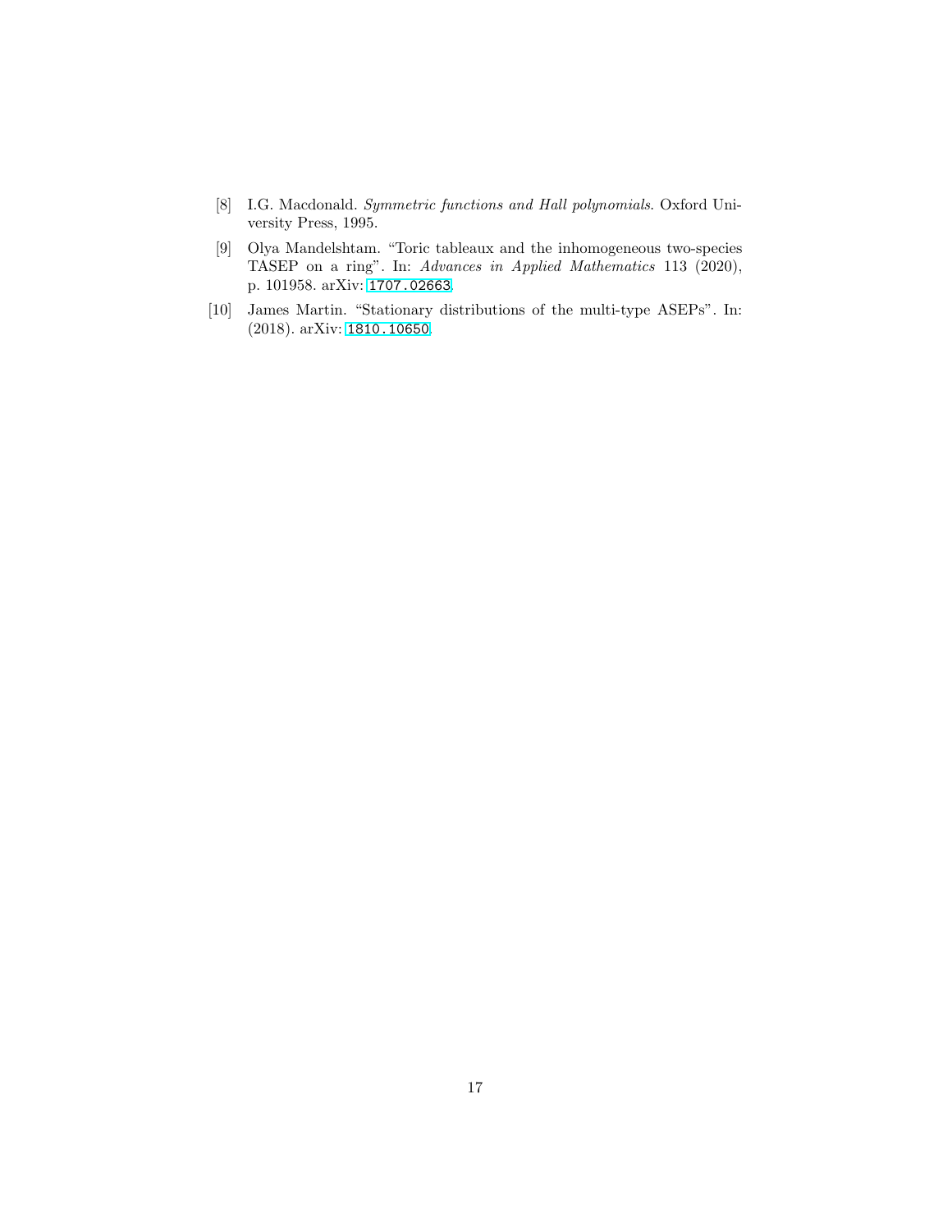[8] I.G. Macdonald. *Symmetric functions and Hall polynomials*. Oxford University Press, 1995.

[9] Olya Mandelshtam. "Toric tableaux and the inhomogeneous two-species TASEP on a ring". In: *Advances in Applied Mathematics* 113 (2020), p. 101958. arXiv: 1707.02663.

[10] James Martin. "Stationary distributions of the multi-type ASEPs". In: (2018). arXiv: 1810.10650.